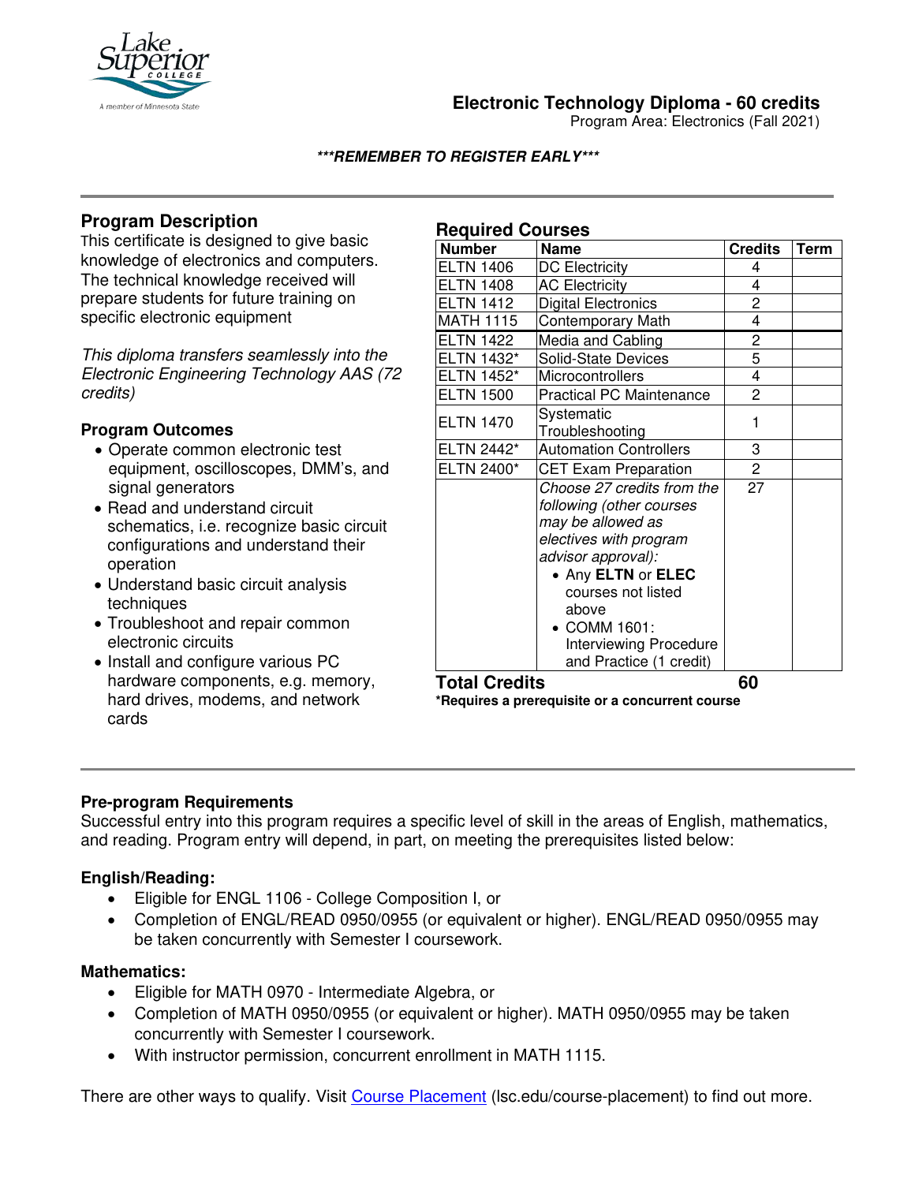# Electronic Technology Diploma - 60 credits

Program Area: Electronics (Fall 2021)

***REMEMBER TO REGISTER EARLY***

## Program Description

This certificate is designed to give basic knowledge of electronics and computers. The technical knowledge received will prepare students for future training on specific electronic equipment

*This diploma transfers seamlessly into the Electronic Engineering Technology AAS (72 credits)*

### Program Outcomes

- Operate common electronic test equipment, oscilloscopes, DMM's, and signal generators
- Read and understand circuit schematics, i.e. recognize basic circuit configurations and understand their operation
- Understand basic circuit analysis techniques
- Troubleshoot and repair common electronic circuits
- Install and configure various PC hardware components, e.g. memory, hard drives, modems, and network cards

## Required Courses

| Number | Name | Credits | Term |
|---|---|---|---|
| ELTN 1406 | DC Electricity | 4 | |
| ELTN 1408 | AC Electricity | 4 | |
| ELTN 1412 | Digital Electronics | 2 | |
| MATH 1115 | Contemporary Math | 4 | |
| ELTN 1422 | Media and Cabling | 2 | |
| ELTN 1432* | Solid-State Devices | 5 | |
| ELTN 1452* | Microcontrollers | 4 | |
| ELTN 1500 | Practical PC Maintenance | 2 | |
| ELTN 1470 | Systematic Troubleshooting | 1 | |
| ELTN 2442* | Automation Controllers | 3 | |
| ELTN 2400* | CET Exam Preparation | 2 | |
| | *Choose 27 credits from the following (other courses may be allowed as electives with program advisor approval):* <br>• Any **ELTN** or **ELEC** courses not listed above <br>• COMM 1601: Interviewing Procedure and Practice (1 credit) | 27 | |
| **Total Credits** | | **60** | |

**\*Requires a prerequisite or a concurrent course**

### Pre-program Requirements

Successful entry into this program requires a specific level of skill in the areas of English, mathematics, and reading. Program entry will depend, in part, on meeting the prerequisites listed below:

#### English/Reading:

- Eligible for ENGL 1106 - College Composition I, or
- Completion of ENGL/READ 0950/0955 (or equivalent or higher). ENGL/READ 0950/0955 may be taken concurrently with Semester I coursework.

#### Mathematics:

- Eligible for MATH 0970 - Intermediate Algebra, or
- Completion of MATH 0950/0955 (or equivalent or higher). MATH 0950/0955 may be taken concurrently with Semester I coursework.
- With instructor permission, concurrent enrollment in MATH 1115.

There are other ways to qualify. Visit [Course Placement](lsc.edu/course-placement) (lsc.edu/course-placement) to find out more.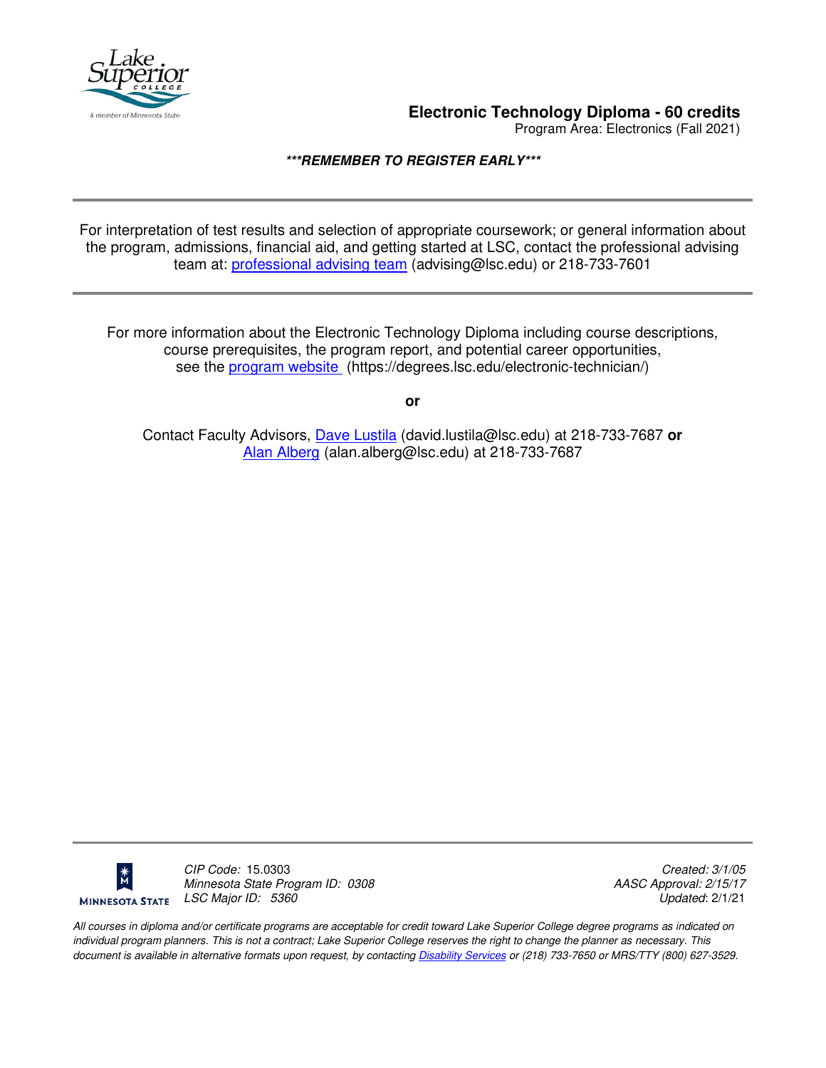## Electronic Technology Diploma - 60 credits

Program Area: Electronics (Fall 2021)

***REMEMBER TO REGISTER EARLY***

---

For interpretation of test results and selection of appropriate coursework; or general information about the program, admissions, financial aid, and getting started at LSC, contact the professional advising team at: [professional advising team](mailto:advising@lsc.edu) (advising@lsc.edu) or 218-733-7601

---

For more information about the Electronic Technology Diploma including course descriptions, course prerequisites, the program report, and potential career opportunities, see the [program website](https://degrees.lsc.edu/electronic-technician/) (https://degrees.lsc.edu/electronic-technician/)

**or**

Contact Faculty Advisors, [Dave Lustila](mailto:david.lustila@lsc.edu) (david.lustila@lsc.edu) at 218-733-7687 **or** [Alan Alberg](mailto:alan.alberg@lsc.edu) (alan.alberg@lsc.edu) at 218-733-7687

---

*CIP Code:* 15.0303
*Minnesota State Program ID:* 0308
*LSC Major ID:* 5360

*Created: 3/1/05*
*AASC Approval: 2/15/17*
*Updated*: 2/1/21

*All courses in diploma and/or certificate programs are acceptable for credit toward Lake Superior College degree programs as indicated on individual program planners. This is not a contract; Lake Superior College reserves the right to change the planner as necessary. This document is available in alternative formats upon request, by contacting [Disability Services](#) or (218) 733-7650 or MRS/TTY (800) 627-3529.*